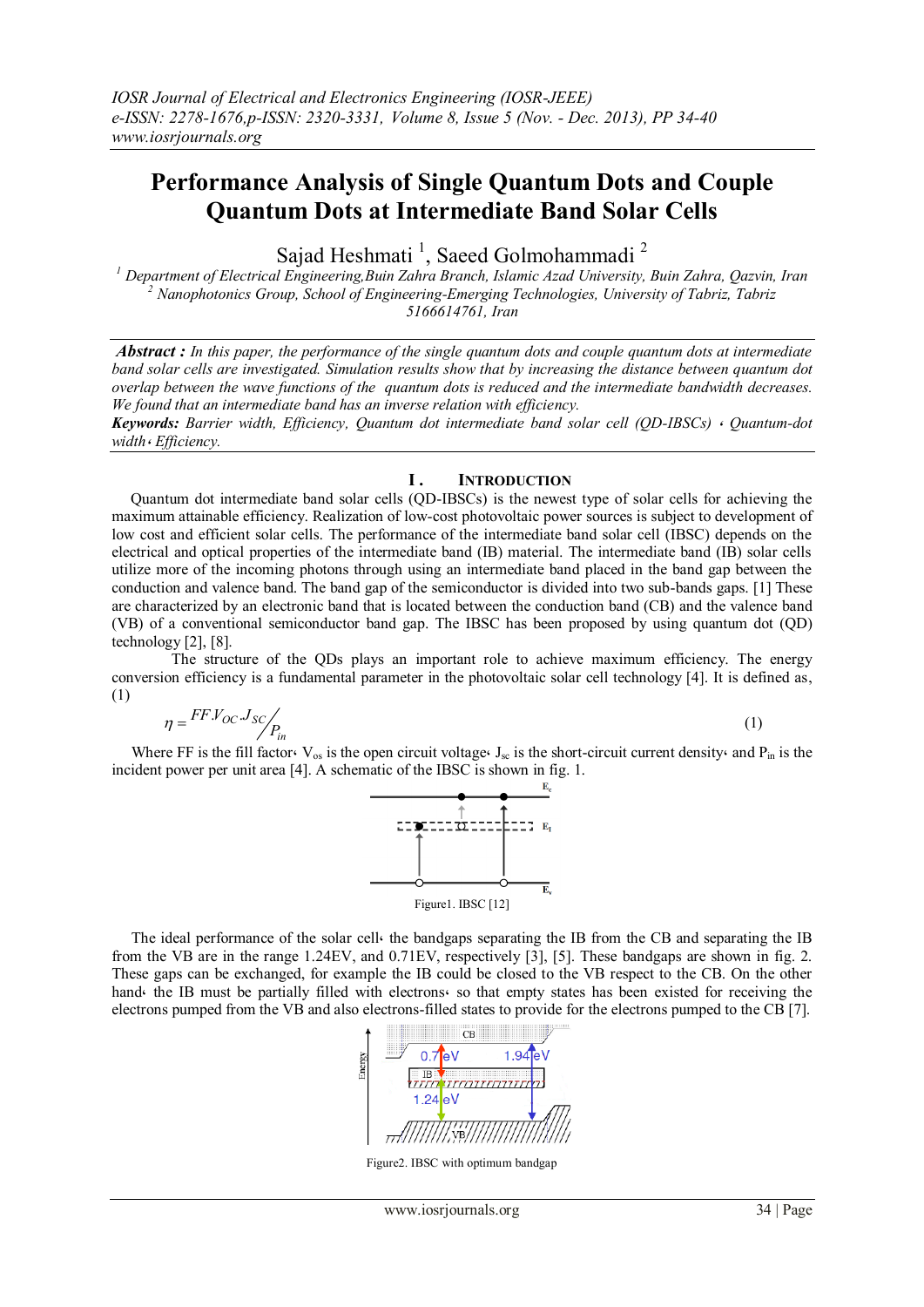# Performance Analysis of Single Quantum Dots and Couple Quantum Dots at Intermediate Band Solar Cells

Sajad Heshmati [1], Saeed Golmohammadi [2]

[1] Department of Electrical Engineering,Buin Zahra Branch, Islamic Azad University, Buin Zahra, Qazvin, Iran
[2] Nanophotonics Group, School of Engineering-Emerging Technologies, University of Tabriz, Tabriz 5166614761, Iran

***Abstract :*** *In this paper, the performance of the single quantum dots and couple quantum dots at intermediate band solar cells are investigated. Simulation results show that by increasing the distance between quantum dot overlap between the wave functions of the quantum dots is reduced and the intermediate bandwidth decreases. We found that an intermediate band has an inverse relation with efficiency.*

***Keywords:*** *Barrier width, Efficiency, Quantum dot intermediate band solar cell (QD-IBSCs) ، Quantum-dot width، Efficiency.*

## I. Introduction

Quantum dot intermediate band solar cells (QD-IBSCs) is the newest type of solar cells for achieving the maximum attainable efficiency. Realization of low-cost photovoltaic power sources is subject to development of low cost and efficient solar cells. The performance of the intermediate band solar cell (IBSC) depends on the electrical and optical properties of the intermediate band (IB) material. The intermediate band (IB) solar cells utilize more of the incoming photons through using an intermediate band placed in the band gap between the conduction and valence band. The band gap of the semiconductor is divided into two sub-bands gaps. [1] These are characterized by an electronic band that is located between the conduction band (CB) and the valence band (VB) of a conventional semiconductor band gap. The IBSC has been proposed by using quantum dot (QD) technology [2], [8].

The structure of the QDs plays an important role to achieve maximum efficiency. The energy conversion efficiency is a fundamental parameter in the photovoltaic solar cell technology [4]. It is defined as, (1)

$$\eta = {FF.V_{OC}.J_{SC}}/{P_{in}} \tag{1}$$

Where FF is the fill factor، $V_{os}$ is the open circuit voltage، $J_{sc}$ is the short-circuit current density، and $P_{in}$ is the incident power per unit area [4]. A schematic of the IBSC is shown in fig. 1.

Figure1. IBSC [12]

The ideal performance of the solar cell، the bandgaps separating the IB from the CB and separating the IB from the VB are in the range 1.24EV, and 0.71EV, respectively [3], [5]. These bandgaps are shown in fig. 2. These gaps can be exchanged, for example the IB could be closed to the VB respect to the CB. On the other hand، the IB must be partially filled with electrons، so that empty states has been existed for receiving the electrons pumped from the VB and also electrons-filled states to provide for the electrons pumped to the CB [7].

Figure2. IBSC with optimum bandgap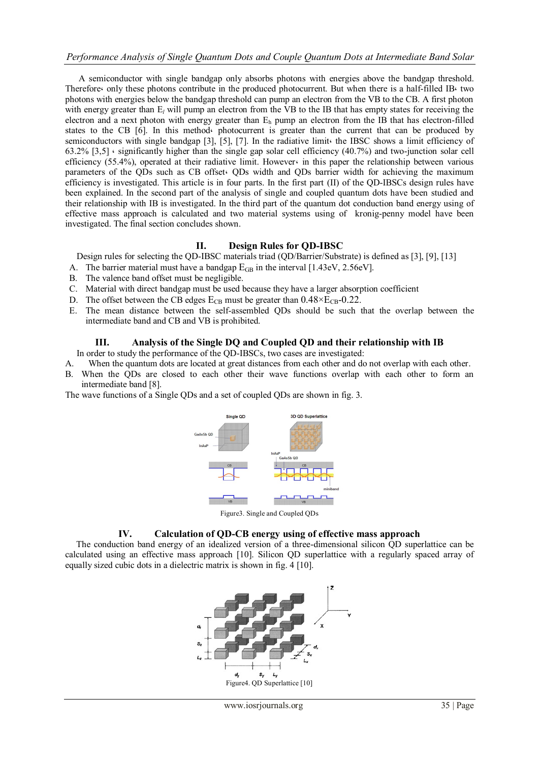A semiconductor with single bandgap only absorbs photons with energies above the bandgap threshold. Therefore، only these photons contribute in the produced photocurrent. But when there is a half-filled IB، two photons with energies below the bandgap threshold can pump an electron from the VB to the CB. A first photon with energy greater than $E_l$ will pump an electron from the VB to the IB that has empty states for receiving the electron and a next photon with energy greater than $E_h$ pump an electron from the IB that has electron-filled states to the CB [6]. In this method، photocurrent is greater than the current that can be produced by semiconductors with single bandgap [3], [5], [7]. In the radiative limit، the IBSC shows a limit efficiency of 63.2% [3,5] ، significantly higher than the single gap solar cell efficiency (40.7%) and two-junction solar cell efficiency (55.4%), operated at their radiative limit. However، in this paper the relationship between various parameters of the QDs such as CB offset، QDs width and QDs barrier width for achieving the maximum efficiency is investigated. This article is in four parts. In the first part (II) of the QD-IBSCs design rules have been explained. In the second part of the analysis of single and coupled quantum dots have been studied and their relationship with IB is investigated. In the third part of the quantum dot conduction band energy using of effective mass approach is calculated and two material systems using of kronig-penny model have been investigated. The final section concludes shown.

## II. Design Rules for QD-IBSC

Design rules for selecting the QD-IBSC materials triad (QD/Barrier/Substrate) is defined as [3], [9], [13]

A. The barrier material must have a bandgap $E_{GB}$ in the interval [1.43eV, 2.56eV].
B. The valence band offset must be negligible.
C. Material with direct bandgap must be used because they have a larger absorption coefficient
D. The offset between the CB edges $E_{CB}$ must be greater than $0.48\times E_{CB}$-0.22.
E. The mean distance between the self-assembled QDs should be such that the overlap between the intermediate band and CB and VB is prohibited.

## III. Analysis of the Single DQ and Coupled QD and their relationship with IB

In order to study the performance of the QD-IBSCs, two cases are investigated:

A. When the quantum dots are located at great distances from each other and do not overlap with each other.
B. When the QDs are closed to each other their wave functions overlap with each other to form an intermediate band [8].

The wave functions of a Single QDs and a set of coupled QDs are shown in fig. 3.

Figure3. Single and Coupled QDs

## IV. Calculation of QD-CB energy using of effective mass approach

The conduction band energy of an idealized version of a three-dimensional silicon QD superlattice can be calculated using an effective mass approach [10]. Silicon QD superlattice with a regularly spaced array of equally sized cubic dots in a dielectric matrix is shown in fig. 4 [10].

Figure4. QD Superlattice [10]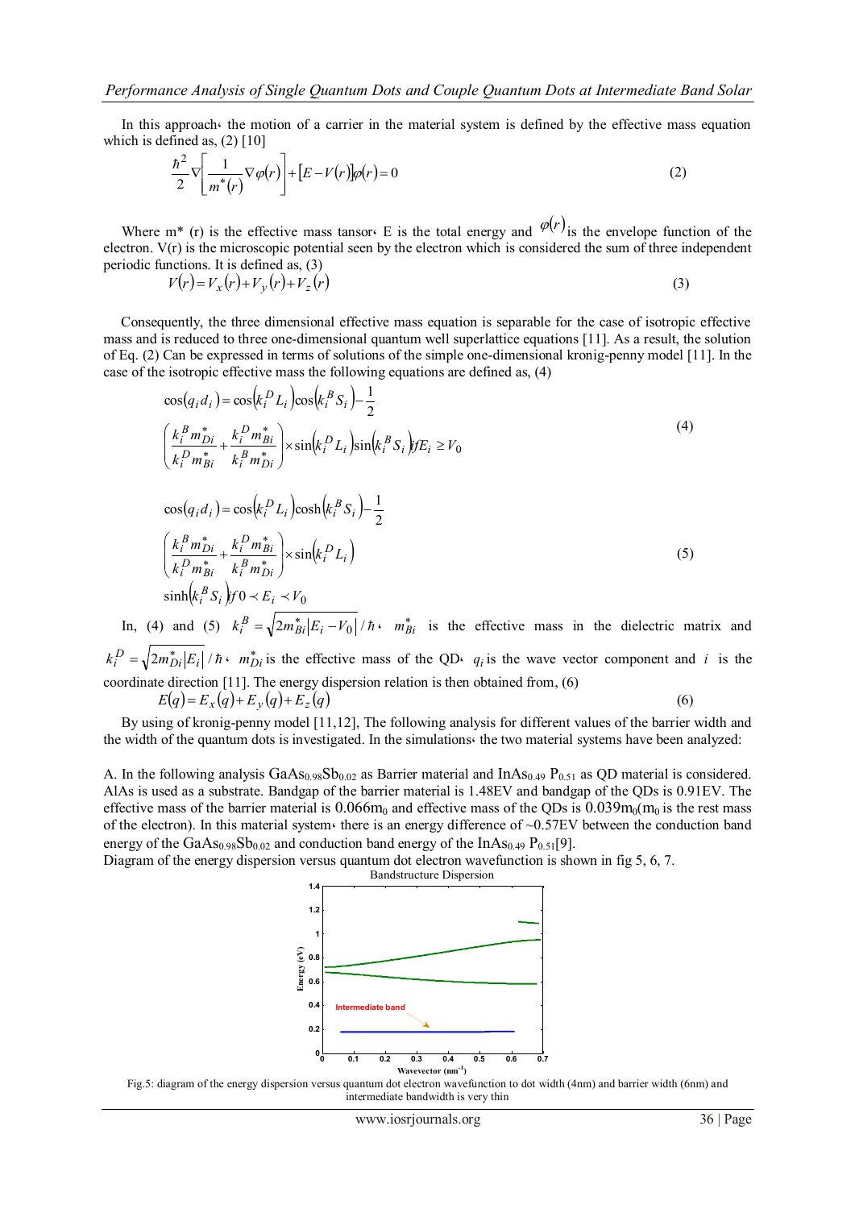In this approach، the motion of a carrier in the material system is defined by the effective mass equation which is defined as, (2) [10]

$$\frac{\hbar^2}{2}\nabla\left[\frac{1}{m^*(r)}\nabla\varphi(r)\right]+\left[E-V(r)\right]\varphi(r)=0 \tag{2}$$

Where m* (r) is the effective mass tansor، E is the total energy and $\varphi(r)$ is the envelope function of the electron. V(r) is the microscopic potential seen by the electron which is considered the sum of three independent periodic functions. It is defined as, (3)

$$V(r)=V_x(r)+V_y(r)+V_z(r) \tag{3}$$

Consequently, the three dimensional effective mass equation is separable for the case of isotropic effective mass and is reduced to three one-dimensional quantum well superlattice equations [11]. As a result, the solution of Eq. (2) Can be expressed in terms of solutions of the simple one-dimensional kronig-penny model [11]. In the case of the isotropic effective mass the following equations are defined as, (4)

$$\cos(q_i d_i)=\cos\left(k_i^D L_i\right)\cos\left(k_i^B S_i\right)-\frac{1}{2}\left(\frac{k_i^B m_{Di}^*}{k_i^D m_{Bi}^*}+\frac{k_i^D m_{Bi}^*}{k_i^B m_{Di}^*}\right)\times\sin\left(k_i^D L_i\right)\sin\left(k_i^B S_i\right) if E_i \geq V_0 \tag{4}$$

$$\cos(q_i d_i)=\cos\left(k_i^D L_i\right)\cosh\left(k_i^B S_i\right)-\frac{1}{2}\left(\frac{k_i^B m_{Di}^*}{k_i^D m_{Bi}^*}+\frac{k_i^D m_{Bi}^*}{k_i^B m_{Di}^*}\right)\times\sin\left(k_i^D L_i\right)\sinh\left(k_i^B S_i\right) if 0 \prec E_i \prec V_0 \tag{5}$$

In, (4) and (5) $k_i^B=\sqrt{2m_{Bi}^*\left|E_i-V_0\right|}/\hbar$، $m_{Bi}^*$ is the effective mass in the dielectric matrix and $k_i^D=\sqrt{2m_{Di}^*\left|E_i\right|}/\hbar$، $m_{Di}^*$ is the effective mass of the QD، $q_i$ is the wave vector component and $i$ is the coordinate direction [11]. The energy dispersion relation is then obtained from, (6)

$$E(q)=E_x(q)+E_y(q)+E_z(q) \tag{6}$$

By using of kronig-penny model [11,12], The following analysis for different values of the barrier width and the width of the quantum dots is investigated. In the simulations، the two material systems have been analyzed:

A. In the following analysis $GaAs_{0.98}Sb_{0.02}$ as Barrier material and $InAs_{0.49}P_{0.51}$ as QD material is considered. AlAs is used as a substrate. Bandgap of the barrier material is 1.48EV and bandgap of the QDs is 0.91EV. The effective mass of the barrier material is $0.066m_0$ and effective mass of the QDs is $0.039m_0$($m_0$ is the rest mass of the electron). In this material system، there is an energy difference of ~0.57EV between the conduction band energy of the $GaAs_{0.98}Sb_{0.02}$ and conduction band energy of the $InAs_{0.49}P_{0.51}$[9].

Diagram of the energy dispersion versus quantum dot electron wavefunction is shown in fig 5, 6, 7.

Fig.5: diagram of the energy dispersion versus quantum dot electron wavefunction to dot width (4nm) and barrier width (6nm) and intermediate bandwidth is very thin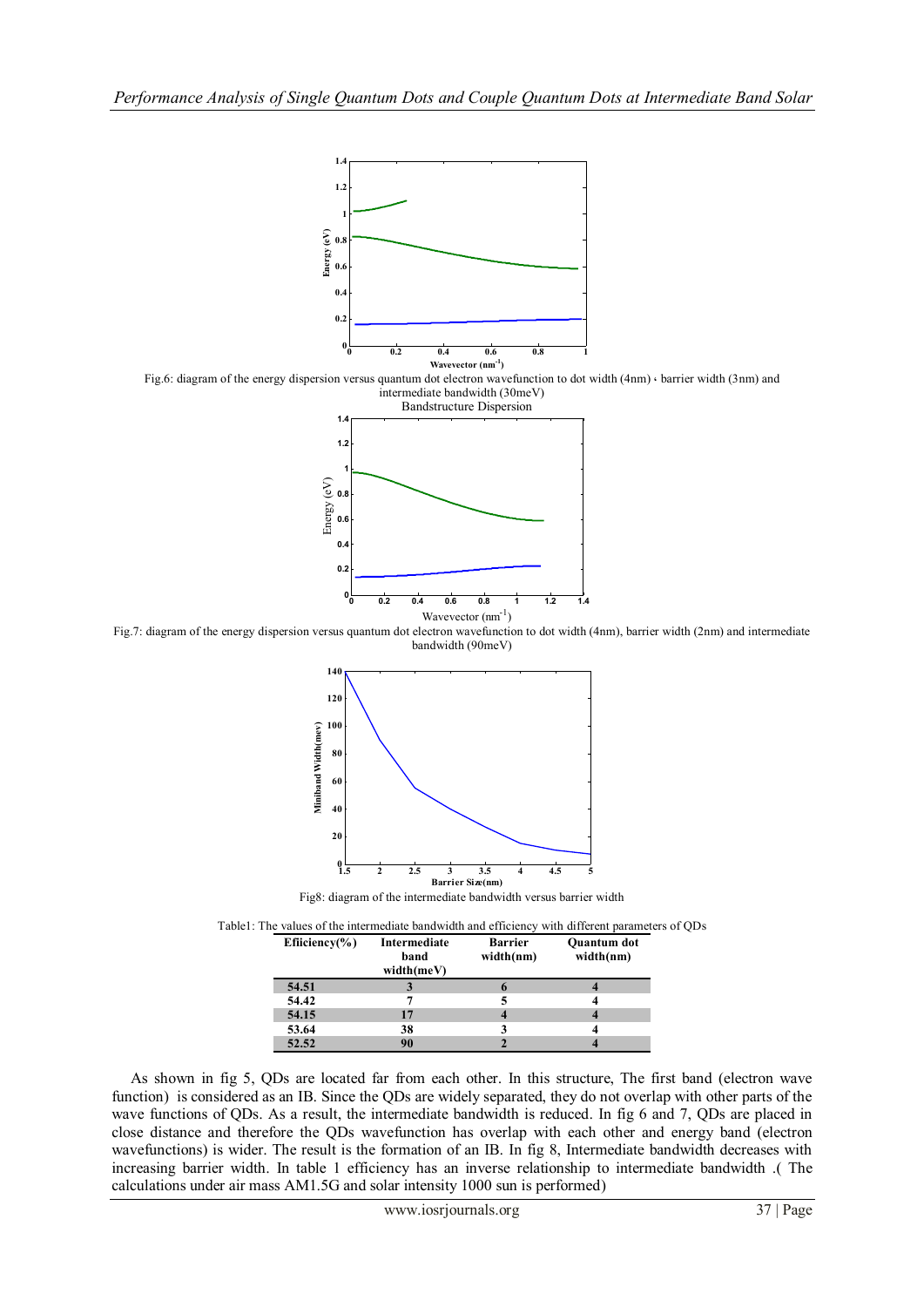Fig.6: diagram of the energy dispersion versus quantum dot electron wavefunction to dot width (4nm) ، barrier width (3nm) and intermediate bandwidth (30meV)

Bandstructure Dispersion

Fig.7: diagram of the energy dispersion versus quantum dot electron wavefunction to dot width (4nm), barrier width (2nm) and intermediate bandwidth (90meV)

Fig8: diagram of the intermediate bandwidth versus barrier width

Table1: The values of the intermediate bandwidth and efficiency with different parameters of QDs

| Efiiciency(%) | Intermediate band width(meV) | Barrier width(nm) | Quantum dot width(nm) |
|---|---|---|---|
| **54.51** | **3** | **6** | **4** |
| **54.42** | **7** | **5** | **4** |
| **54.15** | **17** | **4** | **4** |
| **53.64** | **38** | **3** | **4** |
| **52.52** | **90** | **2** | **4** |

As shown in fig 5, QDs are located far from each other. In this structure, The first band (electron wave function) is considered as an IB. Since the QDs are widely separated, they do not overlap with other parts of the wave functions of QDs. As a result, the intermediate bandwidth is reduced. In fig 6 and 7, QDs are placed in close distance and therefore the QDs wavefunction has overlap with each other and energy band (electron wavefunctions) is wider. The result is the formation of an IB. In fig 8, Intermediate bandwidth decreases with increasing barrier width. In table 1 efficiency has an inverse relationship to intermediate bandwidth .( The calculations under air mass AM1.5G and solar intensity 1000 sun is performed)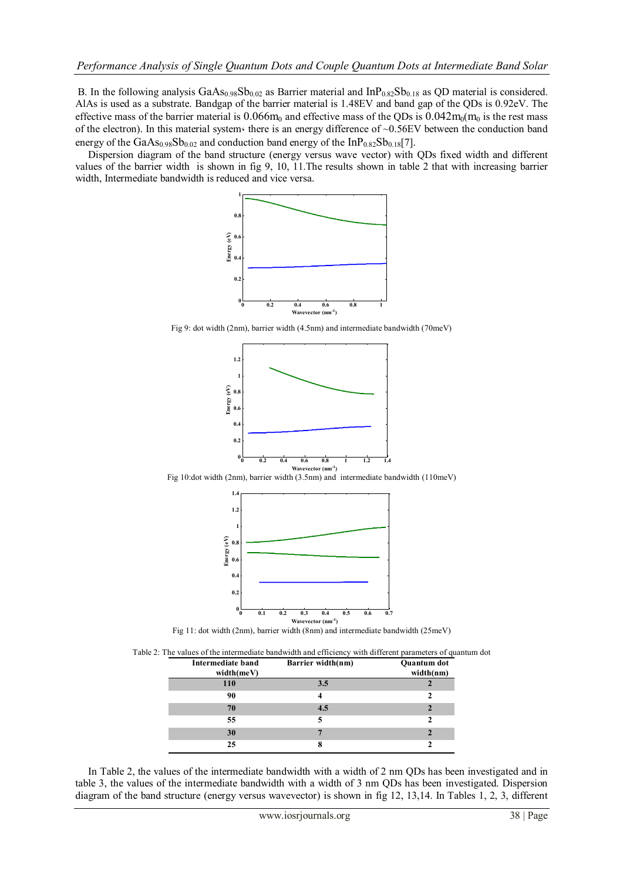B. In the following analysis $GaAs_{0.98}Sb_{0.02}$ as Barrier material and $InP_{0.82}Sb_{0.18}$ as QD material is considered. AlAs is used as a substrate. Bandgap of the barrier material is 1.48EV and band gap of the QDs is 0.92eV. The effective mass of the barrier material is $0.066m_0$ and effective mass of the QDs is $0.042m_0$($m_0$ is the rest mass of the electron). In this material system، there is an energy difference of ~0.56EV between the conduction band energy of the $GaAs_{0.98}Sb_{0.02}$ and conduction band energy of the $InP_{0.82}Sb_{0.18}$[7].

Dispersion diagram of the band structure (energy versus wave vector) with QDs fixed width and different values of the barrier width is shown in fig 9, 10, 11.The results shown in table 2 that with increasing barrier width, Intermediate bandwidth is reduced and vice versa.

Fig 9: dot width (2nm), barrier width (4.5nm) and intermediate bandwidth (70meV)

Fig 10:dot width (2nm), barrier width (3.5nm) and intermediate bandwidth (110meV)

Fig 11: dot width (2nm), barrier width (8nm) and intermediate bandwidth (25meV)

Table 2: The values of the intermediate bandwidth and efficiency with different parameters of quantum dot

| Intermediate band width(meV) | Barrier width(nm) | Quantum dot width(nm) |
|---|---|---|
| 110 | 3.5 | 2 |
| 90 | 4 | 2 |
| 70 | 4.5 | 2 |
| 55 | 5 | 2 |
| 30 | 7 | 2 |
| 25 | 8 | 2 |

In Table 2, the values of the intermediate bandwidth with a width of 2 nm QDs has been investigated and in table 3, the values of the intermediate bandwidth with a width of 3 nm QDs has been investigated. Dispersion diagram of the band structure (energy versus wavevector) is shown in fig 12, 13,14. In Tables 1, 2, 3, different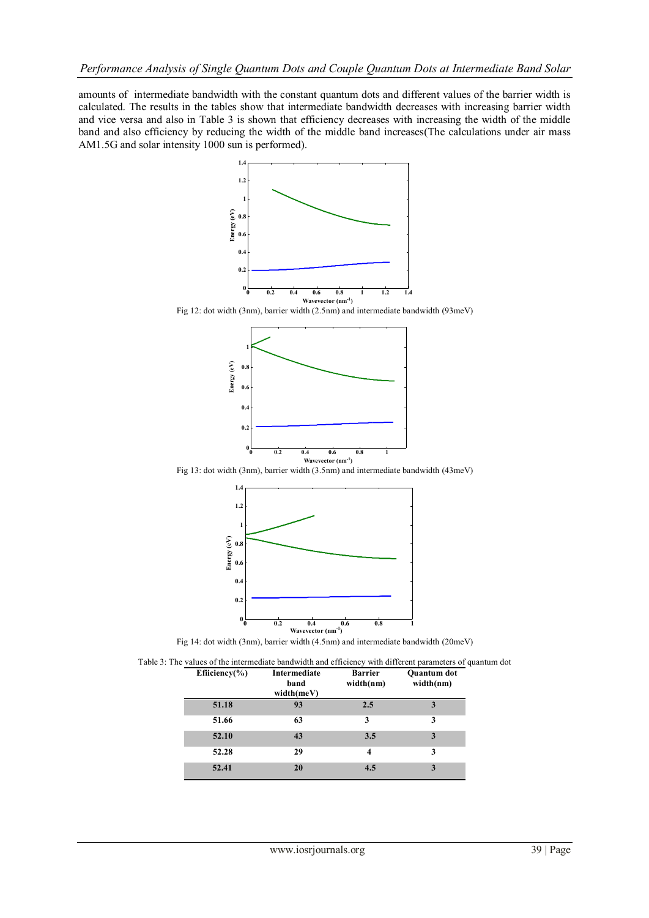amounts of intermediate bandwidth with the constant quantum dots and different values of the barrier width is calculated. The results in the tables show that intermediate bandwidth decreases with increasing barrier width and vice versa and also in Table 3 is shown that efficiency decreases with increasing the width of the middle band and also efficiency by reducing the width of the middle band increases(The calculations under air mass AM1.5G and solar intensity 1000 sun is performed).

Fig 12: dot width (3nm), barrier width (2.5nm) and intermediate bandwidth (93meV)

Fig 13: dot width (3nm), barrier width (3.5nm) and intermediate bandwidth (43meV)

Fig 14: dot width (3nm), barrier width (4.5nm) and intermediate bandwidth (20meV)

Table 3: The values of the intermediate bandwidth and efficiency with different parameters of quantum dot

| Efiiciency(%) | Intermediate band width(meV) | Barrier width(nm) | Quantum dot width(nm) |
|---|---|---|---|
| 51.18 | 93 | 2.5 | 3 |
| 51.66 | 63 | 3 | 3 |
| 52.10 | 43 | 3.5 | 3 |
| 52.28 | 29 | 4 | 3 |
| 52.41 | 20 | 4.5 | 3 |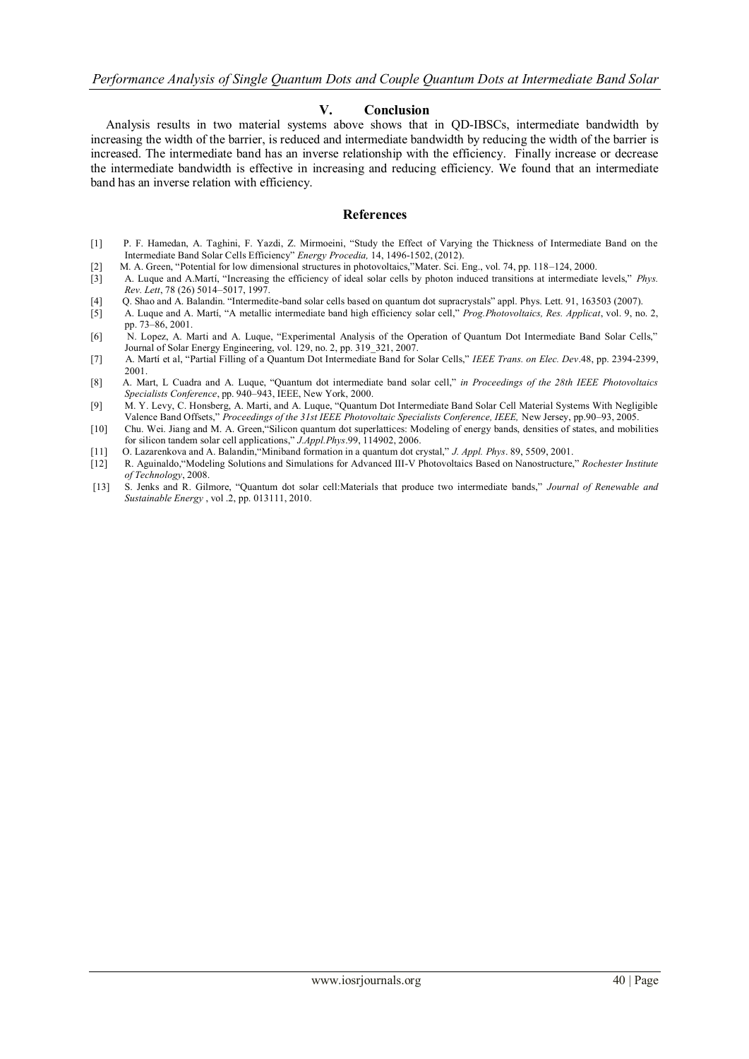## V. Conclusion

Analysis results in two material systems above shows that in QD-IBSCs, intermediate bandwidth by increasing the width of the barrier, is reduced and intermediate bandwidth by reducing the width of the barrier is increased. The intermediate band has an inverse relationship with the efficiency. Finally increase or decrease the intermediate bandwidth is effective in increasing and reducing efficiency. We found that an intermediate band has an inverse relation with efficiency.

## References

[1] P. F. Hamedan, A. Taghini, F. Yazdi, Z. Mirmoeini, "Study the Effect of Varying the Thickness of Intermediate Band on the Intermediate Band Solar Cells Efficiency" *Energy Procedia,* 14, 1496-1502, (2012).

[2] M. A. Green, "Potential for low dimensional structures in photovoltaics,"Mater. Sci. Eng., vol. 74, pp. 118–124, 2000.

[3] A. Luque and A.Martí, "Increasing the efficiency of ideal solar cells by photon induced transitions at intermediate levels," *Phys. Rev. Lett*, 78 (26) 5014–5017, 1997.

[4] Q. Shao and A. Balandin. "Intermedite-band solar cells based on quantum dot supracrystals" appl. Phys. Lett. 91, 163503 (2007).

[5] A. Luque and A. Martí, "A metallic intermediate band high efficiency solar cell," *Prog.Photovoltaics, Res. Applicat*, vol. 9, no. 2, pp. 73–86, 2001.

[6] N. Lopez, A. Marti and A. Luque, "Experimental Analysis of the Operation of Quantum Dot Intermediate Band Solar Cells," Journal of Solar Energy Engineering, vol. 129, no. 2, pp. 319_321, 2007.

[7] A. Martí et al, "Partial Filling of a Quantum Dot Intermediate Band for Solar Cells," *IEEE Trans. on Elec. Dev*.48, pp. 2394-2399, 2001.

[8] A. Mart, L Cuadra and A. Luque, "Quantum dot intermediate band solar cell," *in Proceedings of the 28th IEEE Photovoltaics Specialists Conference*, pp. 940–943, IEEE, New York, 2000.

[9] M. Y. Levy, C. Honsberg, A. Marti, and A. Luque, "Quantum Dot Intermediate Band Solar Cell Material Systems With Negligible Valence Band Offsets," *Proceedings of the 31st IEEE Photovoltaic Specialists Conference, IEEE,* New Jersey, pp.90–93, 2005.

[10] Chu. Wei. Jiang and M. A. Green,"Silicon quantum dot superlattices: Modeling of energy bands, densities of states, and mobilities for silicon tandem solar cell applications," *J.Appl.Phys*.99, 114902, 2006.

[11] O. Lazarenkova and A. Balandin,"Miniband formation in a quantum dot crystal," *J. Appl. Phys*. 89, 5509, 2001.

[12] R. Aguinaldo,"Modeling Solutions and Simulations for Advanced III-V Photovoltaics Based on Nanostructure," *Rochester Institute of Technology*, 2008.

[13] S. Jenks and R. Gilmore, "Quantum dot solar cell:Materials that produce two intermediate bands," *Journal of Renewable and Sustainable Energy* , vol .2, pp. 013111, 2010.